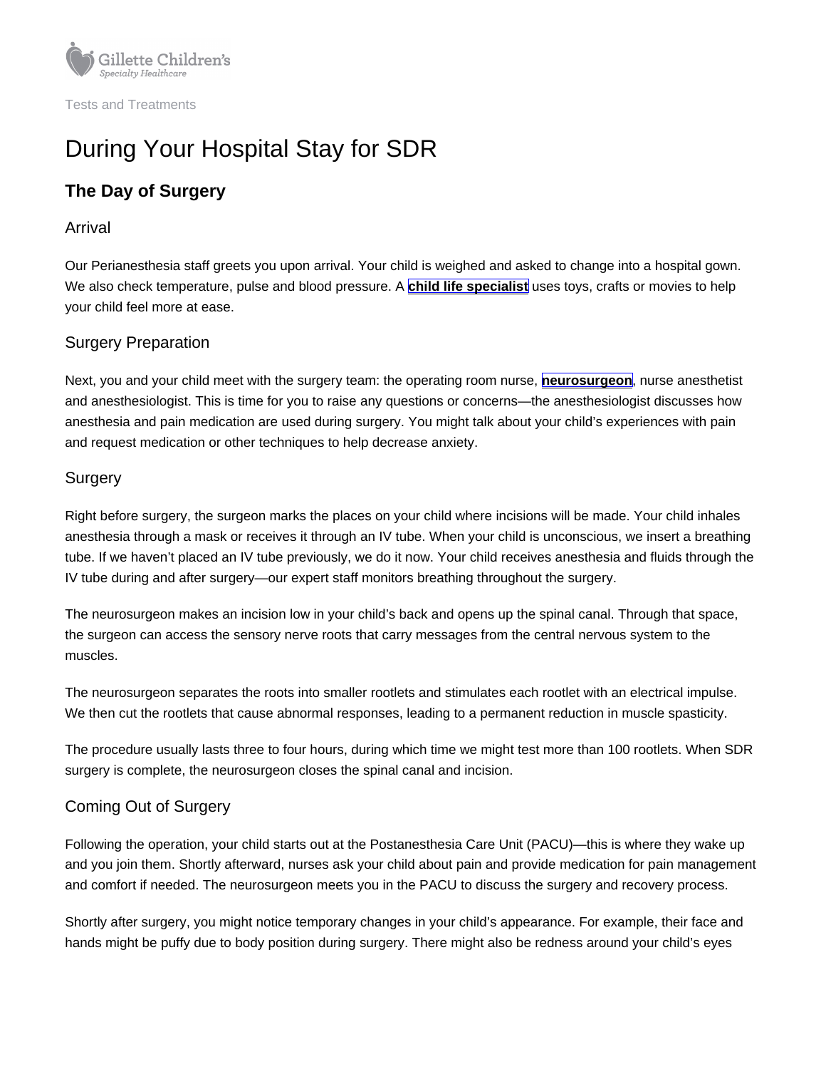Tests and Treatments

# During Your Hospital Stay for SDR

## The Day of Surgery

### Arrival

Our Perianesthesia staff greets you upon arrival. Your child is weighed and asked to change into a hospital gown. We also check temperature, pulse and blood pressure. A **child life specialist** uses toys, crafts or movies to help your child feel more at ease.

### Surgery Preparation

Next, you and your child meet with the surgery team: the operating room nurse, **neurosurgeon**, nurse anesthetist and anesthesiologist. This is time for you to raise any questions or concerns—the anesthesiologist discusses how anesthesia and pain medication are used during surgery. You might talk about your child's experiences with pain and request medication or other techniques to help decrease anxiety.

### Surgery

Right before surgery, the surgeon marks the places on your child where incisions will be made. Your child inhales anesthesia through a mask or receives it through an IV tube. When your child is unconscious, we insert a breathing tube. If we haven't placed an IV tube previously, we do it now. Your child receives anesthesia and fluids through the IV tube during and after surgery—our expert staff monitors breathing throughout the surgery.

The neurosurgeon makes an incision low in your child's back and opens up the spinal canal. Through that space, the surgeon can access the sensory nerve roots that carry messages from the central nervous system to the muscles.

The neurosurgeon separates the roots into smaller rootlets and stimulates each rootlet with an electrical impulse. We then cut the rootlets that cause abnormal responses, leading to a permanent reduction in muscle spasticity.

The procedure usually lasts three to four hours, during which time we might test more than 100 rootlets. When SDR surgery is complete, the neurosurgeon closes the spinal canal and incision.

### Coming Out of Surgery

Following the operation, your child starts out at the Postanesthesia Care Unit (PACU)—this is where they wake up and you join them. Shortly afterward, nurses ask your child about pain and provide medication for pain management and comfort if needed. The neurosurgeon meets you in the PACU to discuss the surgery and recovery process.

Shortly after surgery, you might notice temporary changes in your child's appearance. For example, their face and hands might be puffy due to body position during surgery. There might also be redness around your child's eyes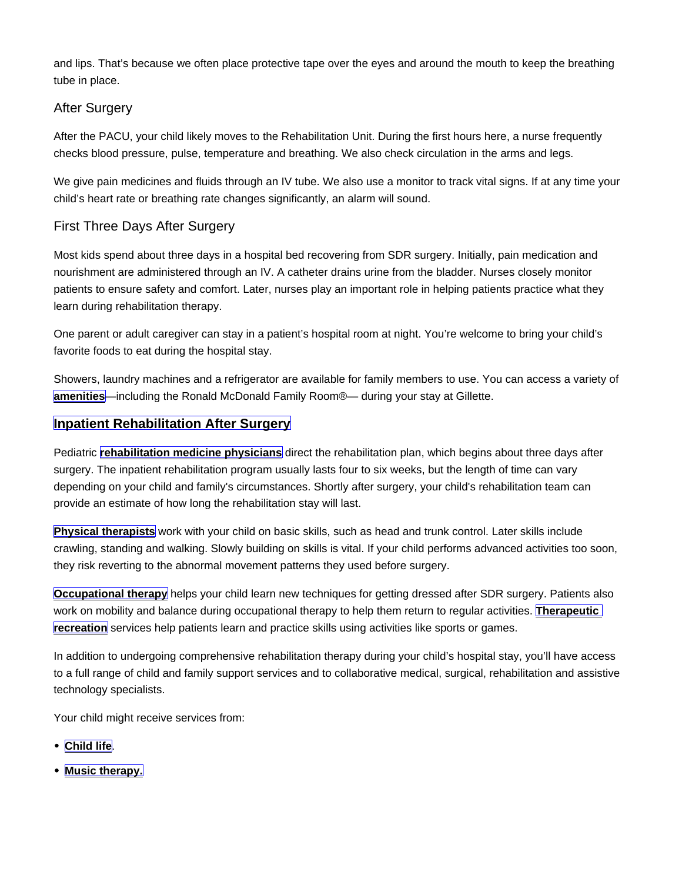and lips. That's because we often place protective tape over the eyes and around the mouth to keep the breathing tube in place.

### After Surgery

After the PACU, your child likely moves to the Rehabilitation Unit. During the first hours here, a nurse frequently checks blood pressure, pulse, temperature and breathing. We also check circulation in the arms and legs.

We give pain medicines and fluids through an IV tube. We also use a monitor to track vital signs. If at any time your child's heart rate or breathing rate changes significantly, an alarm will sound.

### First Three Days After Surgery

Most kids spend about three days in a hospital bed recovering from SDR surgery. Initially, pain medication and nourishment are administered through an IV. A catheter drains urine from the bladder. Nurses closely monitor patients to ensure safety and comfort. Later, nurses play an important role in helping patients practice what they learn during rehabilitation therapy.

One parent or adult caregiver can stay in a patient's hospital room at night. You're welcome to bring your child's favorite foods to eat during the hospital stay.

Showers, laundry machines and a refrigerator are available for family members to use. You can access a variety of **amenities**—including the Ronald McDonald Family Room®— during your stay at Gillette.

## Inpatient Rehabilitation After Surgery

Pediatric **rehabilitation medicine physicians** direct the rehabilitation plan, which begins about three days after surgery. The inpatient rehabilitation program usually lasts four to six weeks, but the length of time can vary depending on your child and family's circumstances. Shortly after surgery, your child's rehabilitation team can provide an estimate of how long the rehabilitation stay will last.

**Physical therapists** work with your child on basic skills, such as head and trunk control. Later skills include crawling, standing and walking. Slowly building on skills is vital. If your child performs advanced activities too soon, they risk reverting to the abnormal movement patterns they used before surgery.

**Occupational therapy** helps your child learn new techniques for getting dressed after SDR surgery. Patients also work on mobility and balance during occupational therapy to help them return to regular activities. **Therapeutic recreation** services help patients learn and practice skills using activities like sports or games.

In addition to undergoing comprehensive rehabilitation therapy during your child's hospital stay, you'll have access to a full range of child and family support services and to collaborative medical, surgical, rehabilitation and assistive technology specialists.

Your child might receive services from:

- **Child life**.
- **Music therapy.**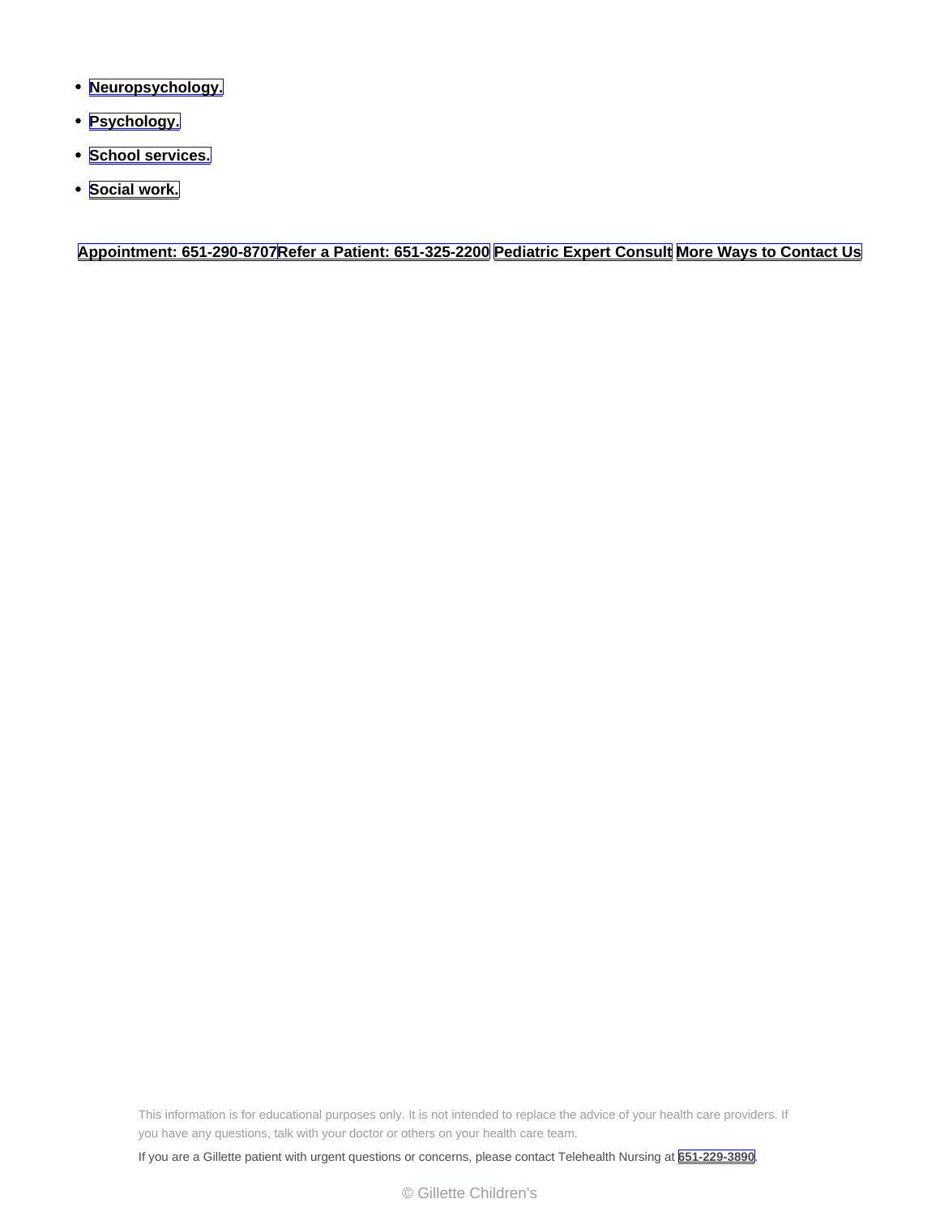- Neuropsychology.
- Psychology.
- School services.
- Social work.

Appointment: 651-290-8707 Refer a Patient: 651-325-2200 Pediatric Expert Consult More Ways to Contact Us

This information is for educational purposes only. It is not intended to replace the advice of your health care providers. If you have any questions, talk with your doctor or others on your health care team.

If you are a Gillette patient with urgent questions or concerns, please contact Telehealth Nursing at 651-229-3890.

© Gillette Children's